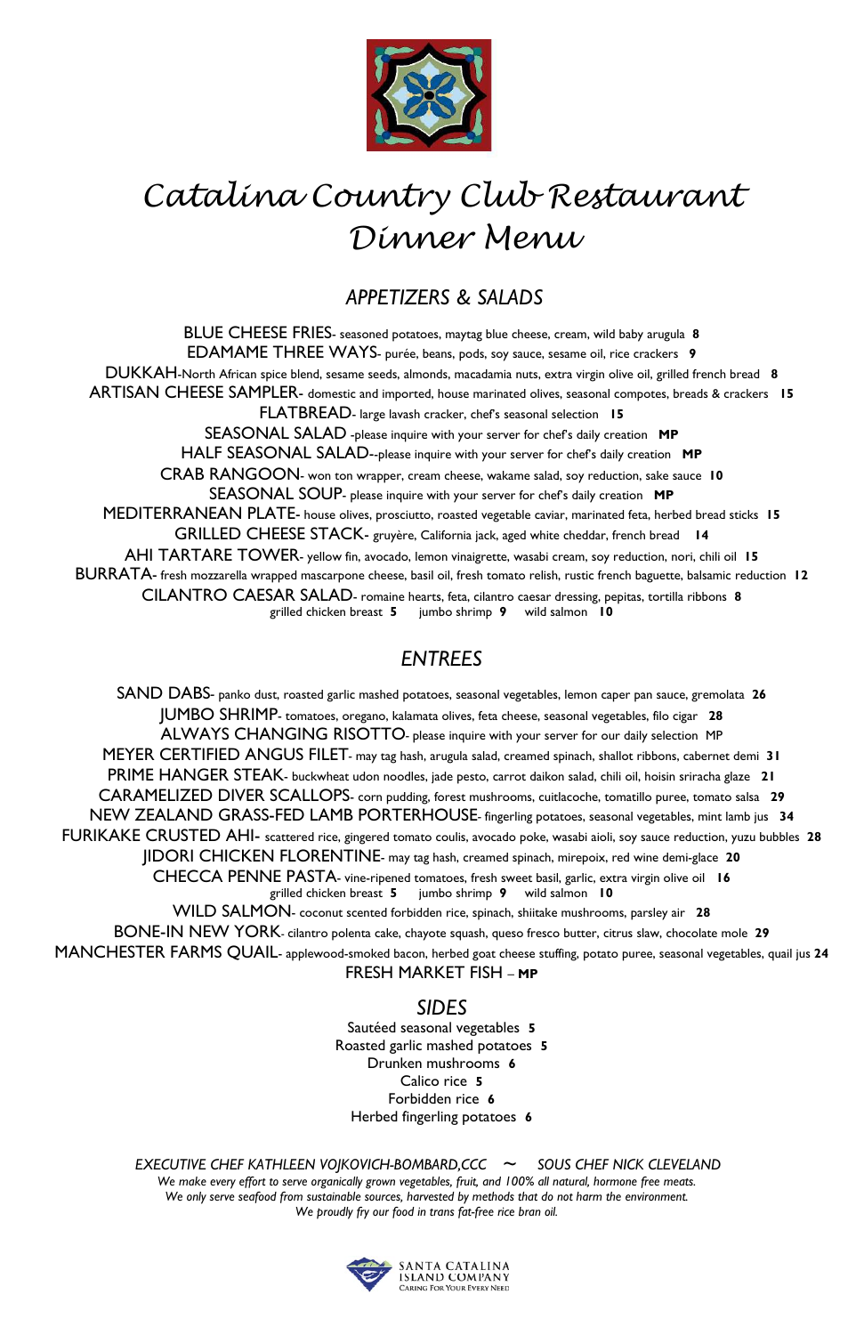# Catalina Country Club Restaurant
# Dinner Menu

## APPETIZERS & SALADS

BLUE CHEESE FRIES- seasoned potatoes, maytag blue cheese, cream, wild baby arugula **8**

EDAMAME THREE WAYS- purée, beans, pods, soy sauce, sesame oil, rice crackers **9**

DUKKAH-North African spice blend, sesame seeds, almonds, macadamia nuts, extra virgin olive oil, grilled french bread **8**

ARTISAN CHEESE SAMPLER- domestic and imported, house marinated olives, seasonal compotes, breads & crackers **15**

FLATBREAD- large lavash cracker, chef's seasonal selection **15**

SEASONAL SALAD -please inquire with your server for chef's daily creation **MP**

HALF SEASONAL SALAD--please inquire with your server for chef's daily creation **MP**

CRAB RANGOON- won ton wrapper, cream cheese, wakame salad, soy reduction, sake sauce **10**

SEASONAL SOUP- please inquire with your server for chef's daily creation **MP**

MEDITERRANEAN PLATE- house olives, prosciutto, roasted vegetable caviar, marinated feta, herbed bread sticks **15**

GRILLED CHEESE STACK- gruyère, California jack, aged white cheddar, french bread **14**

AHI TARTARE TOWER- yellow fin, avocado, lemon vinaigrette, wasabi cream, soy reduction, nori, chili oil **15**

BURRATA- fresh mozzarella wrapped mascarpone cheese, basil oil, fresh tomato relish, rustic french baguette, balsamic reduction **12**

CILANTRO CAESAR SALAD- romaine hearts, feta, cilantro caesar dressing, pepitas, tortilla ribbons **8**
grilled chicken breast **5** jumbo shrimp **9** wild salmon **10**

## ENTREES

SAND DABS- panko dust, roasted garlic mashed potatoes, seasonal vegetables, lemon caper pan sauce, gremolata **26**

JUMBO SHRIMP- tomatoes, oregano, kalamata olives, feta cheese, seasonal vegetables, filo cigar **28**

ALWAYS CHANGING RISOTTO- please inquire with your server for our daily selection MP

MEYER CERTIFIED ANGUS FILET- may tag hash, arugula salad, creamed spinach, shallot ribbons, cabernet demi **31**

PRIME HANGER STEAK- buckwheat udon noodles, jade pesto, carrot daikon salad, chili oil, hoisin sriracha glaze **21**

CARAMELIZED DIVER SCALLOPS- corn pudding, forest mushrooms, cuitlacoche, tomatillo puree, tomato salsa **29**

NEW ZEALAND GRASS-FED LAMB PORTERHOUSE- fingerling potatoes, seasonal vegetables, mint lamb jus **34**

FURIKAKE CRUSTED AHI- scattered rice, gingered tomato coulis, avocado poke, wasabi aioli, soy sauce reduction, yuzu bubbles **28**

JIDORI CHICKEN FLORENTINE- may tag hash, creamed spinach, mirepoix, red wine demi-glace **20**

CHECCA PENNE PASTA- vine-ripened tomatoes, fresh sweet basil, garlic, extra virgin olive oil **16**
grilled chicken breast **5** jumbo shrimp **9** wild salmon **10**

WILD SALMON- coconut scented forbidden rice, spinach, shiitake mushrooms, parsley air **28**

BONE-IN NEW YORK- cilantro polenta cake, chayote squash, queso fresco butter, citrus slaw, chocolate mole **29**

MANCHESTER FARMS QUAIL- applewood-smoked bacon, herbed goat cheese stuffing, potato puree, seasonal vegetables, quail jus **24**

FRESH MARKET FISH – **MP**

## SIDES

Sautéed seasonal vegetables **5**

Roasted garlic mashed potatoes **5**

Drunken mushrooms **6**

Calico rice **5**

Forbidden rice **6**

Herbed fingerling potatoes **6**

*EXECUTIVE CHEF KATHLEEN VOJKOVICH-BOMBARD,CCC ~ SOUS CHEF NICK CLEVELAND*

*We make every effort to serve organically grown vegetables, fruit, and 100% all natural, hormone free meats.*
*We only serve seafood from sustainable sources, harvested by methods that do not harm the environment.*
*We proudly fry our food in trans fat-free rice bran oil.*

SANTA CATALINA ISLAND COMPANY
Caring For Your Every Need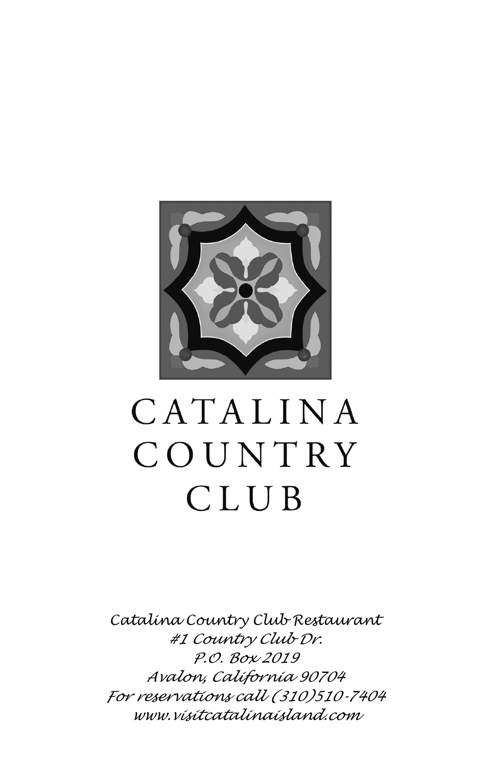# CATALINA COUNTRY CLUB

*Catalina Country Club Restaurant*
*#1 Country Club Dr.*
*P.O. Box 2019*
*Avalon, California 90704*
*For reservations call (310)510-7404*
*www.visitcatalinaisland.com*